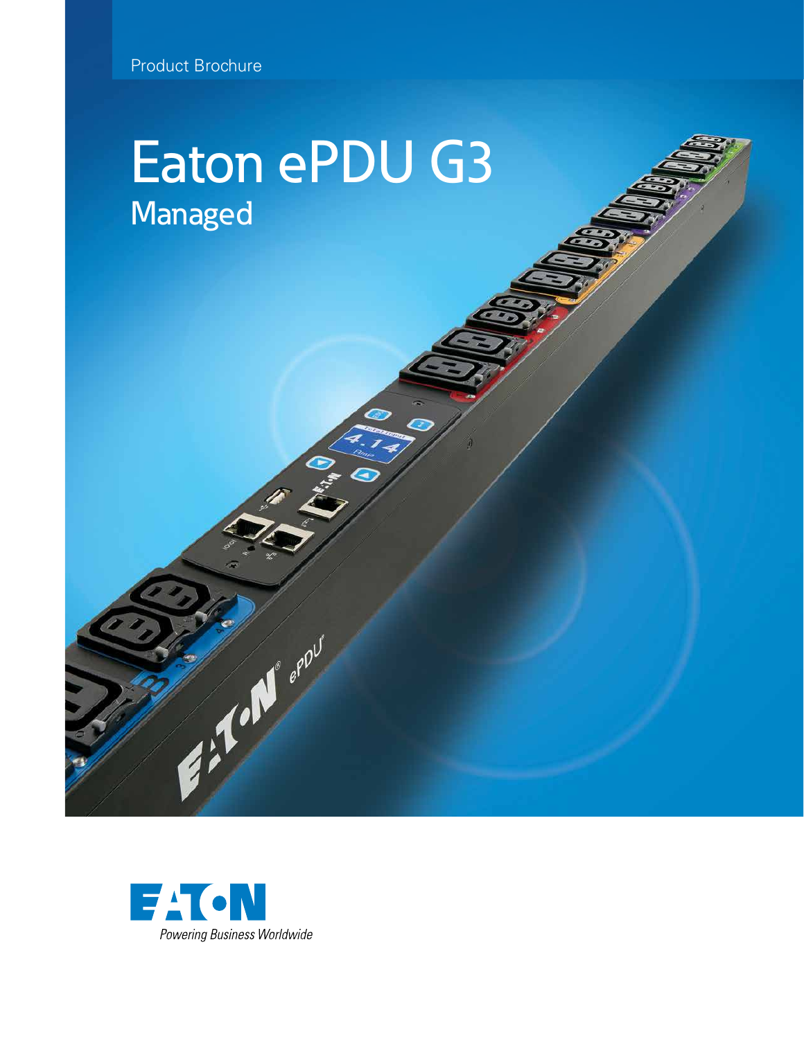Product Brochure

# Eaton ePDU G3

## Managed

Powering Business Worldwide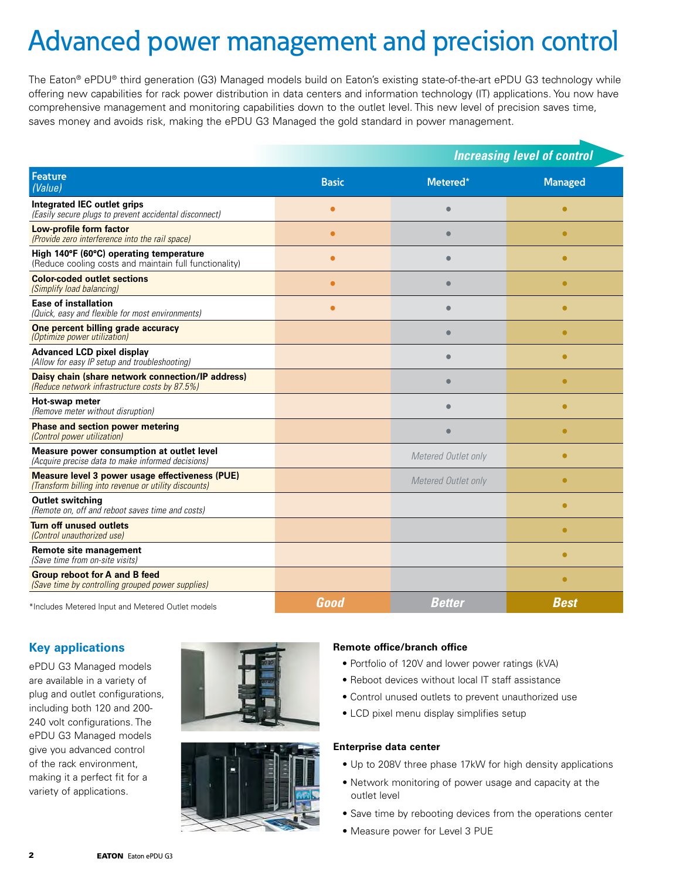# Advanced power management and precision control

The Eaton® ePDU® third generation (G3) Managed models build on Eaton's existing state-of-the-art ePDU G3 technology while offering new capabilities for rack power distribution in data centers and information technology (IT) applications. You now have comprehensive management and monitoring capabilities down to the outlet level. This new level of precision saves time, saves money and avoids risk, making the ePDU G3 Managed the gold standard in power management.

*Increasing level of control*

| Feature *(Value)* | Basic | Metered* | Managed |
|---|---|---|---|
| **Integrated IEC outlet grips** *(Easily secure plugs to prevent accidental disconnect)* | • | • | • |
| **Low-profile form factor** *(Provide zero interference into the rail space)* | • | • | • |
| **High 140°F (60°C) operating temperature** (Reduce cooling costs and maintain full functionality) | • | • | • |
| **Color-coded outlet sections** *(Simplify load balancing)* | • | • | • |
| **Ease of installation** *(Quick, easy and flexible for most environments)* | • | • | • |
| **One percent billing grade accuracy** *(Optimize power utilization)* | | • | • |
| **Advanced LCD pixel display** *(Allow for easy IP setup and troubleshooting)* | | • | • |
| **Daisy chain (share network connection/IP address)** *(Reduce network infrastructure costs by 87.5%)* | | • | • |
| **Hot-swap meter** *(Remove meter without disruption)* | | • | • |
| **Phase and section power metering** *(Control power utilization)* | | • | • |
| **Measure power consumption at outlet level** *(Acquire precise data to make informed decisions)* | | *Metered Outlet only* | • |
| **Measure level 3 power usage effectiveness (PUE)** *(Transform billing into revenue or utility discounts)* | | *Metered Outlet only* | • |
| **Outlet switching** *(Remote on, off and reboot saves time and costs)* | | | • |
| **Turn off unused outlets** *(Control unauthorized use)* | | | • |
| **Remote site management** *(Save time from on-site visits)* | | | • |
| **Group reboot for A and B feed** *(Save time by controlling grouped power supplies)* | | | • |
| | **Good** | **Better** | **Best** |

*Includes Metered Input and Metered Outlet models

## Key applications

ePDU G3 Managed models are available in a variety of plug and outlet configurations, including both 120 and 200-240 volt configurations. The ePDU G3 Managed models give you advanced control of the rack environment, making it a perfect fit for a variety of applications.

**Remote office/branch office**

- Portfolio of 120V and lower power ratings (kVA)
- Reboot devices without local IT staff assistance
- Control unused outlets to prevent unauthorized use
- LCD pixel menu display simplifies setup

**Enterprise data center**

- Up to 208V three phase 17kW for high density applications
- Network monitoring of power usage and capacity at the outlet level
- Save time by rebooting devices from the operations center
- Measure power for Level 3 PUE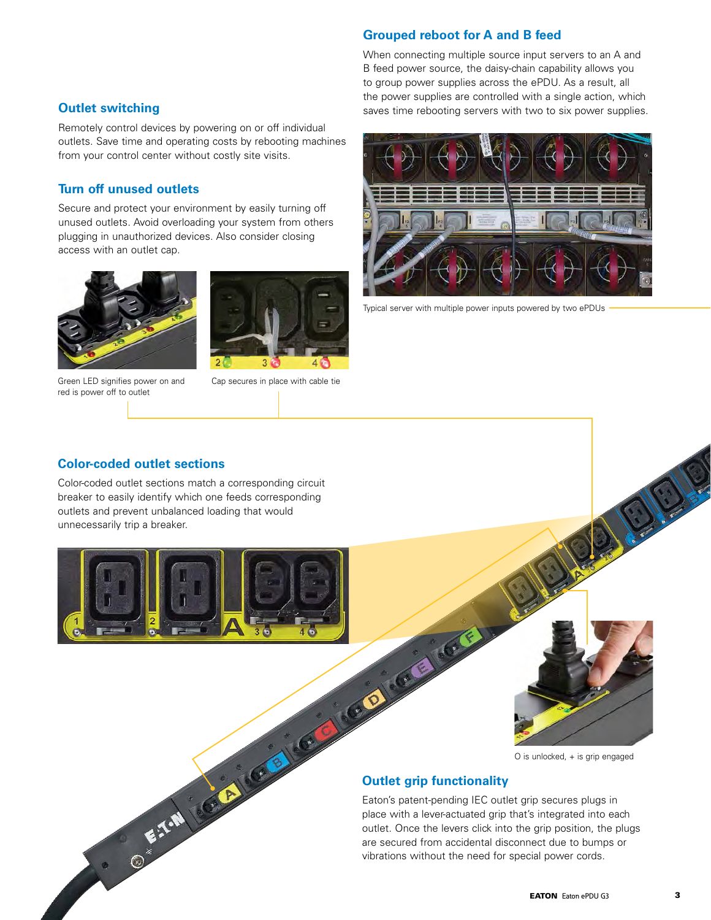## Outlet switching

Remotely control devices by powering on or off individual outlets. Save time and operating costs by rebooting machines from your control center without costly site visits.

## Turn off unused outlets

Secure and protect your environment by easily turning off unused outlets. Avoid overloading your system from others plugging in unauthorized devices. Also consider closing access with an outlet cap.

Green LED signifies power on and red is power off to outlet

Cap secures in place with cable tie

## Grouped reboot for A and B feed

When connecting multiple source input servers to an A and B feed power source, the daisy-chain capability allows you to group power supplies across the ePDU. As a result, all the power supplies are controlled with a single action, which saves time rebooting servers with two to six power supplies.

Typical server with multiple power inputs powered by two ePDUs

## Color-coded outlet sections

Color-coded outlet sections match a corresponding circuit breaker to easily identify which one feeds corresponding outlets and prevent unbalanced loading that would unnecessarily trip a breaker.

O is unlocked, + is grip engaged

## Outlet grip functionality

Eaton's patent-pending IEC outlet grip secures plugs in place with a lever-actuated grip that's integrated into each outlet. Once the levers click into the grip position, the plugs are secured from accidental disconnect due to bumps or vibrations without the need for special power cords.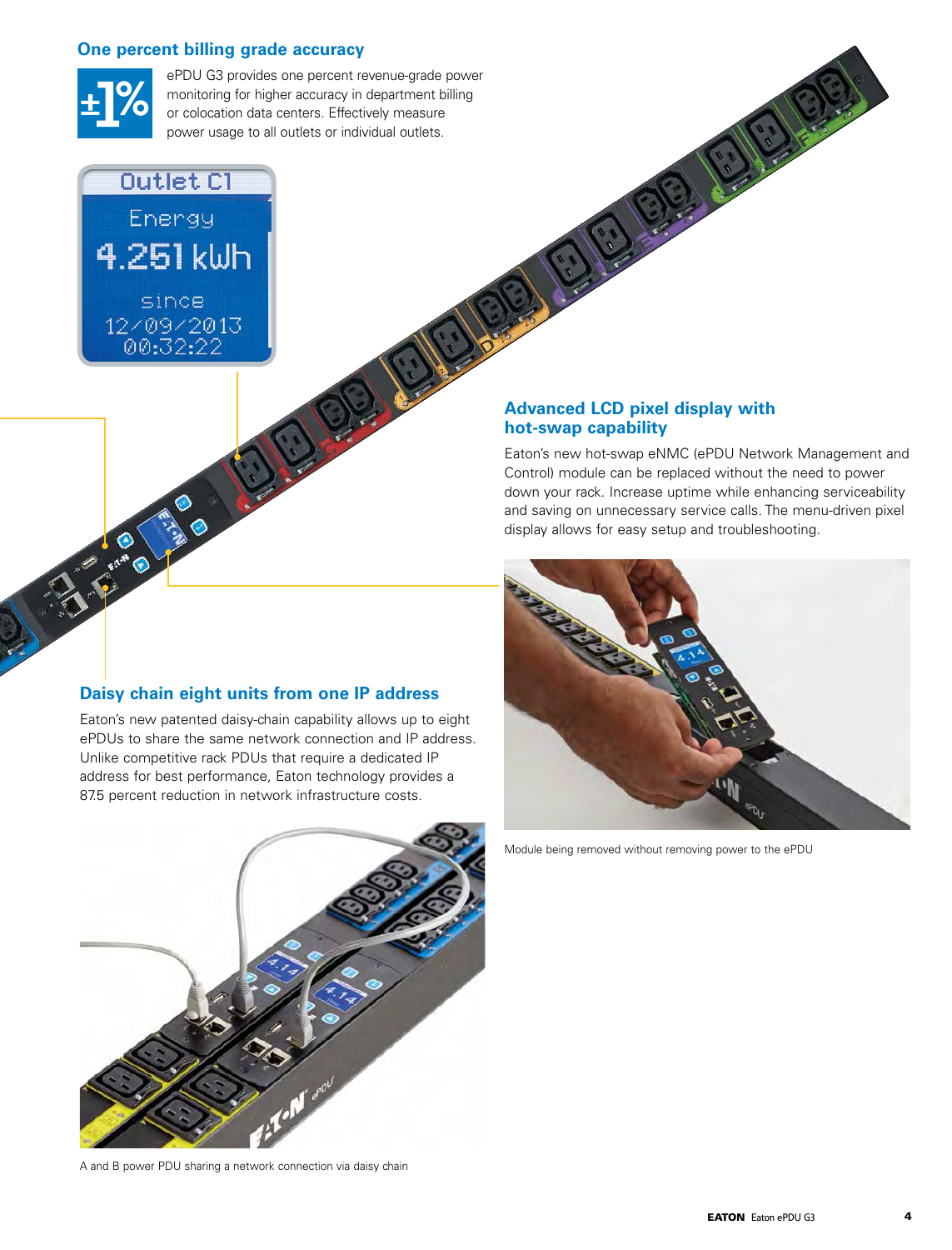## One percent billing grade accuracy

ePDU G3 provides one percent revenue-grade power monitoring for higher accuracy in department billing or colocation data centers. Effectively measure power usage to all outlets or individual outlets.

## Advanced LCD pixel display with hot-swap capability

Eaton's new hot-swap eNMC (ePDU Network Management and Control) module can be replaced without the need to power down your rack. Increase uptime while enhancing serviceability and saving on unnecessary service calls. The menu-driven pixel display allows for easy setup and troubleshooting.

Module being removed without removing power to the ePDU

## Daisy chain eight units from one IP address

Eaton's new patented daisy-chain capability allows up to eight ePDUs to share the same network connection and IP address. Unlike competitive rack PDUs that require a dedicated IP address for best performance, Eaton technology provides a 87.5 percent reduction in network infrastructure costs.

A and B power PDU sharing a network connection via daisy chain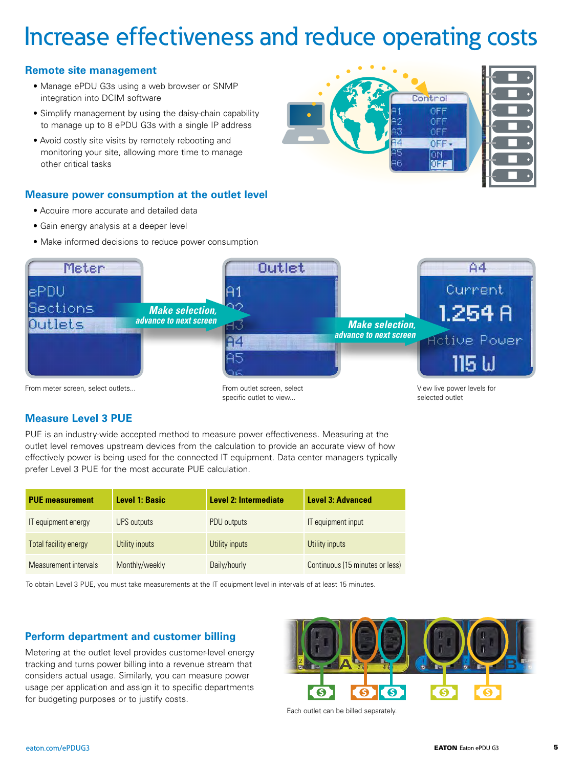# Increase effectiveness and reduce operating costs

## Remote site management

- Manage ePDU G3s using a web browser or SNMP integration into DCIM software
- Simplify management by using the daisy-chain capability to manage up to 8 ePDU G3s with a single IP address
- Avoid costly site visits by remotely rebooting and monitoring your site, allowing more time to manage other critical tasks

## Measure power consumption at the outlet level

- Acquire more accurate and detailed data
- Gain energy analysis at a deeper level
- Make informed decisions to reduce power consumption

From meter screen, select outlets...

From outlet screen, select specific outlet to view...

View live power levels for selected outlet

## Measure Level 3 PUE

PUE is an industry-wide accepted method to measure power effectiveness. Measuring at the outlet level removes upstream devices from the calculation to provide an accurate view of how effectively power is being used for the connected IT equipment. Data center managers typically prefer Level 3 PUE for the most accurate PUE calculation.

| PUE measurement | Level 1: Basic | Level 2: Intermediate | Level 3: Advanced |
|---|---|---|---|
| IT equipment energy | UPS outputs | PDU outputs | IT equipment input |
| Total facility energy | Utility inputs | Utility inputs | Utility inputs |
| Measurement intervals | Monthly/weekly | Daily/hourly | Continuous (15 minutes or less) |

To obtain Level 3 PUE, you must take measurements at the IT equipment level in intervals of at least 15 minutes.

## Perform department and customer billing

Metering at the outlet level provides customer-level energy tracking and turns power billing into a revenue stream that considers actual usage. Similarly, you can measure power usage per application and assign it to specific departments for budgeting purposes or to justify costs.

Each outlet can be billed separately.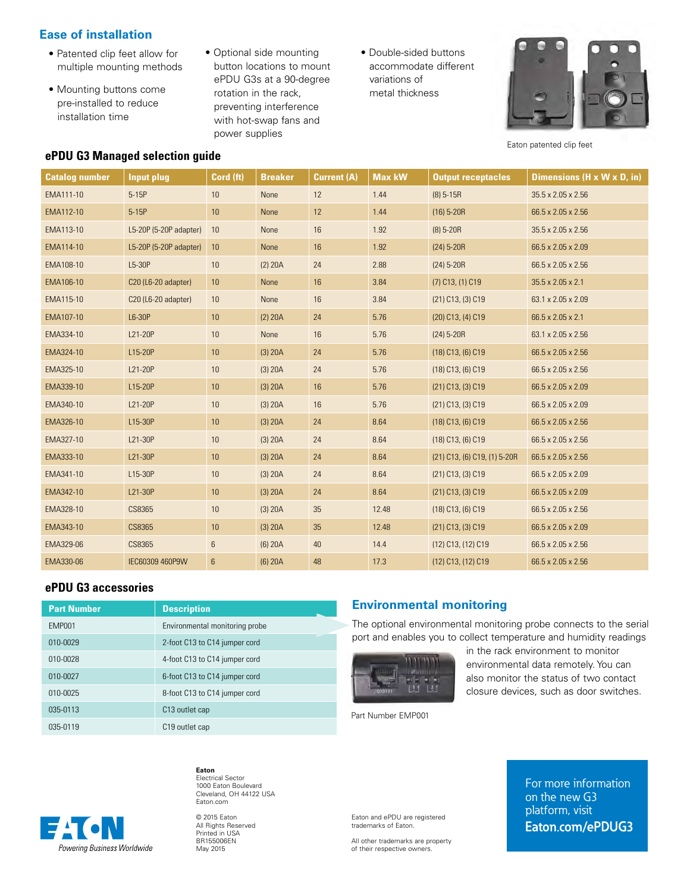## Ease of installation

- Patented clip feet allow for multiple mounting methods
- Mounting buttons come pre-installed to reduce installation time
- Optional side mounting button locations to mount ePDU G3s at a 90-degree rotation in the rack, preventing interference with hot-swap fans and power supplies
- Double-sided buttons accommodate different variations of metal thickness

Eaton patented clip feet

### ePDU G3 Managed selection guide

| Catalog number | Input plug | Cord (ft) | Breaker | Current (A) | Max kW | Output receptacles | Dimensions (H x W x D, in) |
|---|---|---|---|---|---|---|---|
| EMA111-10 | 5-15P | 10 | None | 12 | 1.44 | (8) 5-15R | 35.5 x 2.05 x 2.56 |
| EMA112-10 | 5-15P | 10 | None | 12 | 1.44 | (16) 5-20R | 66.5 x 2.05 x 2.56 |
| EMA113-10 | L5-20P (5-20P adapter) | 10 | None | 16 | 1.92 | (8) 5-20R | 35.5 x 2.05 x 2.56 |
| EMA114-10 | L5-20P (5-20P adapter) | 10 | None | 16 | 1.92 | (24) 5-20R | 66.5 x 2.05 x 2.09 |
| EMA108-10 | L5-30P | 10 | (2) 20A | 24 | 2.88 | (24) 5-20R | 66.5 x 2.05 x 2.56 |
| EMA106-10 | C20 (L6-20 adapter) | 10 | None | 16 | 3.84 | (7) C13, (1) C19 | 35.5 x 2.05 x 2.1 |
| EMA115-10 | C20 (L6-20 adapter) | 10 | None | 16 | 3.84 | (21) C13, (3) C19 | 63.1 x 2.05 x 2.09 |
| EMA107-10 | L6-30P | 10 | (2) 20A | 24 | 5.76 | (20) C13, (4) C19 | 66.5 x 2.05 x 2.1 |
| EMA334-10 | L21-20P | 10 | None | 16 | 5.76 | (24) 5-20R | 63.1 x 2.05 x 2.56 |
| EMA324-10 | L15-20P | 10 | (3) 20A | 24 | 5.76 | (18) C13, (6) C19 | 66.5 x 2.05 x 2.56 |
| EMA325-10 | L21-20P | 10 | (3) 20A | 24 | 5.76 | (18) C13, (6) C19 | 66.5 x 2.05 x 2.56 |
| EMA339-10 | L15-20P | 10 | (3) 20A | 16 | 5.76 | (21) C13, (3) C19 | 66.5 x 2.05 x 2.09 |
| EMA340-10 | L21-20P | 10 | (3) 20A | 16 | 5.76 | (21) C13, (3) C19 | 66.5 x 2.05 x 2.09 |
| EMA326-10 | L15-30P | 10 | (3) 20A | 24 | 8.64 | (18) C13, (6) C19 | 66.5 x 2.05 x 2.56 |
| EMA327-10 | L21-30P | 10 | (3) 20A | 24 | 8.64 | (18) C13, (6) C19 | 66.5 x 2.05 x 2.56 |
| EMA333-10 | L21-30P | 10 | (3) 20A | 24 | 8.64 | (21) C13, (6) C19, (1) 5-20R | 66.5 x 2.05 x 2.56 |
| EMA341-10 | L15-30P | 10 | (3) 20A | 24 | 8.64 | (21) C13, (3) C19 | 66.5 x 2.05 x 2.09 |
| EMA342-10 | L21-30P | 10 | (3) 20A | 24 | 8.64 | (21) C13, (3) C19 | 66.5 x 2.05 x 2.09 |
| EMA328-10 | CS8365 | 10 | (3) 20A | 35 | 12.48 | (18) C13, (6) C19 | 66.5 x 2.05 x 2.56 |
| EMA343-10 | CS8365 | 10 | (3) 20A | 35 | 12.48 | (21) C13, (3) C19 | 66.5 x 2.05 x 2.09 |
| EMA329-06 | CS8365 | 6 | (6) 20A | 40 | 14.4 | (12) C13, (12) C19 | 66.5 x 2.05 x 2.56 |
| EMA330-06 | IEC60309 460P9W | 6 | (6) 20A | 48 | 17.3 | (12) C13, (12) C19 | 66.5 x 2.05 x 2.56 |

### ePDU G3 accessories

| Part Number | Description |
|---|---|
| EMP001 | Environmental monitoring probe |
| 010-0029 | 2-foot C13 to C14 jumper cord |
| 010-0028 | 4-foot C13 to C14 jumper cord |
| 010-0027 | 6-foot C13 to C14 jumper cord |
| 010-0025 | 8-foot C13 to C14 jumper cord |
| 035-0113 | C13 outlet cap |
| 035-0119 | C19 outlet cap |

## Environmental monitoring

The optional environmental monitoring probe connects to the serial port and enables you to collect temperature and humidity readings in the rack environment to monitor environmental data remotely. You can also monitor the status of two contact closure devices, such as door switches.

Part Number EMP001

**Eaton**
Electrical Sector
1000 Eaton Boulevard
Cleveland, OH 44122 USA
Eaton.com

© 2015 Eaton
All Rights Reserved
Printed in USA
BR155006EN
May 2015

Eaton and ePDU are registered trademarks of Eaton.

All other trademarks are property of their respective owners.

EATON
Powering Business Worldwide

For more information on the new G3 platform, visit **Eaton.com/ePDUG3**